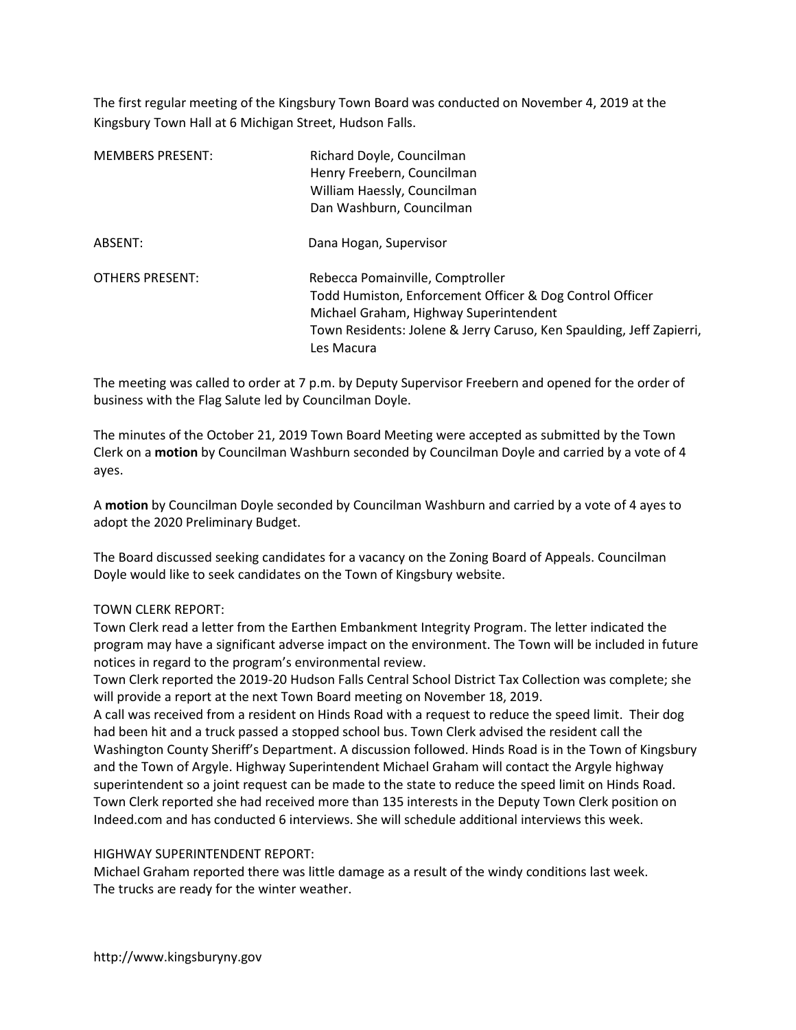The first regular meeting of the Kingsbury Town Board was conducted on November 4, 2019 at the Kingsbury Town Hall at 6 Michigan Street, Hudson Falls.

| | |
|---|---|
| MEMBERS PRESENT: | Richard Doyle, Councilman<br>Henry Freebern, Councilman<br>William Haessly, Councilman<br>Dan Washburn, Councilman |
| ABSENT: | Dana Hogan, Supervisor |
| OTHERS PRESENT: | Rebecca Pomainville, Comptroller<br>Todd Humiston, Enforcement Officer & Dog Control Officer<br>Michael Graham, Highway Superintendent<br>Town Residents: Jolene & Jerry Caruso, Ken Spaulding, Jeff Zapierri, Les Macura |

The meeting was called to order at 7 p.m. by Deputy Supervisor Freebern and opened for the order of business with the Flag Salute led by Councilman Doyle.

The minutes of the October 21, 2019 Town Board Meeting were accepted as submitted by the Town Clerk on a **motion** by Councilman Washburn seconded by Councilman Doyle and carried by a vote of 4 ayes.

A **motion** by Councilman Doyle seconded by Councilman Washburn and carried by a vote of 4 ayes to adopt the 2020 Preliminary Budget.

The Board discussed seeking candidates for a vacancy on the Zoning Board of Appeals. Councilman Doyle would like to seek candidates on the Town of Kingsbury website.

TOWN CLERK REPORT:
Town Clerk read a letter from the Earthen Embankment Integrity Program. The letter indicated the program may have a significant adverse impact on the environment. The Town will be included in future notices in regard to the program's environmental review.
Town Clerk reported the 2019-20 Hudson Falls Central School District Tax Collection was complete; she will provide a report at the next Town Board meeting on November 18, 2019.
A call was received from a resident on Hinds Road with a request to reduce the speed limit. Their dog had been hit and a truck passed a stopped school bus. Town Clerk advised the resident call the Washington County Sheriff's Department. A discussion followed. Hinds Road is in the Town of Kingsbury and the Town of Argyle. Highway Superintendent Michael Graham will contact the Argyle highway superintendent so a joint request can be made to the state to reduce the speed limit on Hinds Road.
Town Clerk reported she had received more than 135 interests in the Deputy Town Clerk position on Indeed.com and has conducted 6 interviews. She will schedule additional interviews this week.

HIGHWAY SUPERINTENDENT REPORT:
Michael Graham reported there was little damage as a result of the windy conditions last week.
The trucks are ready for the winter weather.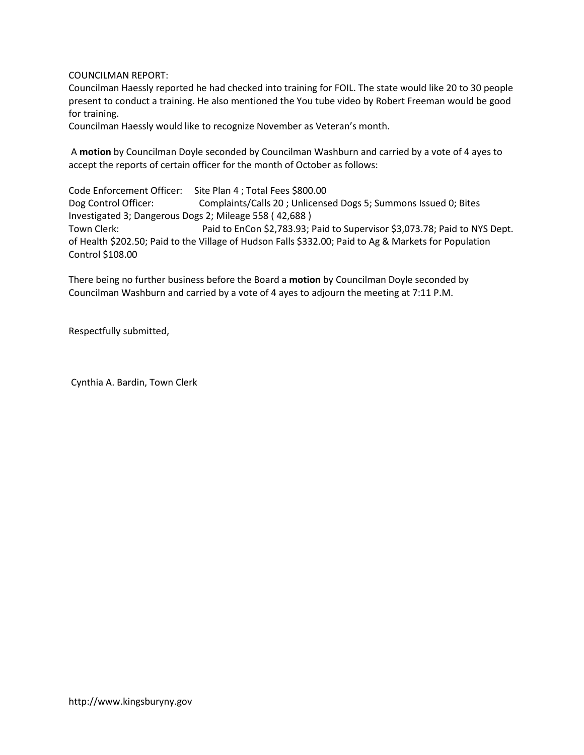COUNCILMAN REPORT:
Councilman Haessly reported he had checked into training for FOIL. The state would like 20 to 30 people present to conduct a training. He also mentioned the You tube video by Robert Freeman would be good for training.
Councilman Haessly would like to recognize November as Veteran's month.

A **motion** by Councilman Doyle seconded by Councilman Washburn and carried by a vote of 4 ayes to accept the reports of certain officer for the month of October as follows:

Code Enforcement Officer: Site Plan 4 ; Total Fees $800.00
Dog Control Officer: Complaints/Calls 20 ; Unlicensed Dogs 5; Summons Issued 0; Bites Investigated 3; Dangerous Dogs 2; Mileage 558 ( 42,688 )
Town Clerk: Paid to EnCon $2,783.93; Paid to Supervisor $3,073.78; Paid to NYS Dept. of Health $202.50; Paid to the Village of Hudson Falls $332.00; Paid to Ag & Markets for Population Control $108.00

There being no further business before the Board a **motion** by Councilman Doyle seconded by Councilman Washburn and carried by a vote of 4 ayes to adjourn the meeting at 7:11 P.M.

Respectfully submitted,

Cynthia A. Bardin, Town Clerk

http://www.kingsburyny.gov